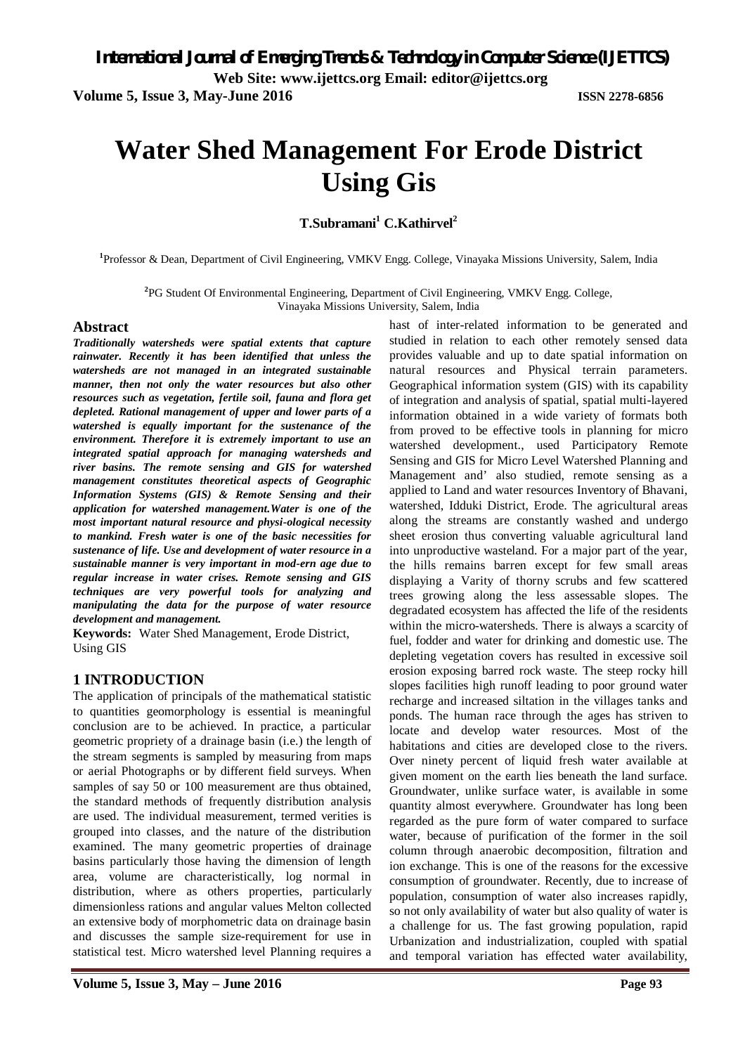# Water Shed Management For Erode District Using Gis

**T.Subramani[1] C.Kathirvel[2]**

[1]Professor & Dean, Department of Civil Engineering, VMKV Engg. College, Vinayaka Missions University, Salem, India

[2]PG Student Of Environmental Engineering, Department of Civil Engineering, VMKV Engg. College, Vinayaka Missions University, Salem, India

## Abstract

***Traditionally watersheds were spatial extents that capture rainwater. Recently it has been identified that unless the watersheds are not managed in an integrated sustainable manner, then not only the water resources but also other resources such as vegetation, fertile soil, fauna and flora get depleted. Rational management of upper and lower parts of a watershed is equally important for the sustenance of the environment. Therefore it is extremely important to use an integrated spatial approach for managing watersheds and river basins. The remote sensing and GIS for watershed management constitutes theoretical aspects of Geographic Information Systems (GIS) & Remote Sensing and their application for watershed management.Water is one of the most important natural resource and physi-ological necessity to mankind. Fresh water is one of the basic necessities for sustenance of life. Use and development of water resource in a sustainable manner is very important in mod-ern age due to regular increase in water crises. Remote sensing and GIS techniques are very powerful tools for analyzing and manipulating the data for the purpose of water resource development and management.***

**Keywords:** Water Shed Management, Erode District, Using GIS

## 1 INTRODUCTION

The application of principals of the mathematical statistic to quantities geomorphology is essential is meaningful conclusion are to be achieved. In practice, a particular geometric propriety of a drainage basin (i.e.) the length of the stream segments is sampled by measuring from maps or aerial Photographs or by different field surveys. When samples of say 50 or 100 measurement are thus obtained, the standard methods of frequently distribution analysis are used. The individual measurement, termed verities is grouped into classes, and the nature of the distribution examined. The many geometric properties of drainage basins particularly those having the dimension of length area, volume are characteristically, log normal in distribution, where as others properties, particularly dimensionless rations and angular values Melton collected an extensive body of morphometric data on drainage basin and discusses the sample size-requirement for use in statistical test. Micro watershed level Planning requires a hast of inter-related information to be generated and studied in relation to each other remotely sensed data provides valuable and up to date spatial information on natural resources and Physical terrain parameters. Geographical information system (GIS) with its capability of integration and analysis of spatial, spatial multi-layered information obtained in a wide variety of formats both from proved to be effective tools in planning for micro watershed development., used Participatory Remote Sensing and GIS for Micro Level Watershed Planning and Management and' also studied, remote sensing as a applied to Land and water resources Inventory of Bhavani, watershed, Idduki District, Erode. The agricultural areas along the streams are constantly washed and undergo sheet erosion thus converting valuable agricultural land into unproductive wasteland. For a major part of the year, the hills remains barren except for few small areas displaying a Varity of thorny scrubs and few scattered trees growing along the less assessable slopes. The degradated ecosystem has affected the life of the residents within the micro-watersheds. There is always a scarcity of fuel, fodder and water for drinking and domestic use. The depleting vegetation covers has resulted in excessive soil erosion exposing barred rock waste. The steep rocky hill slopes facilities high runoff leading to poor ground water recharge and increased siltation in the villages tanks and ponds. The human race through the ages has striven to locate and develop water resources. Most of the habitations and cities are developed close to the rivers. Over ninety percent of liquid fresh water available at given moment on the earth lies beneath the land surface. Groundwater, unlike surface water, is available in some quantity almost everywhere. Groundwater has long been regarded as the pure form of water compared to surface water, because of purification of the former in the soil column through anaerobic decomposition, filtration and ion exchange. This is one of the reasons for the excessive consumption of groundwater. Recently, due to increase of population, consumption of water also increases rapidly, so not only availability of water but also quality of water is a challenge for us. The fast growing population, rapid Urbanization and industrialization, coupled with spatial and temporal variation has effected water availability,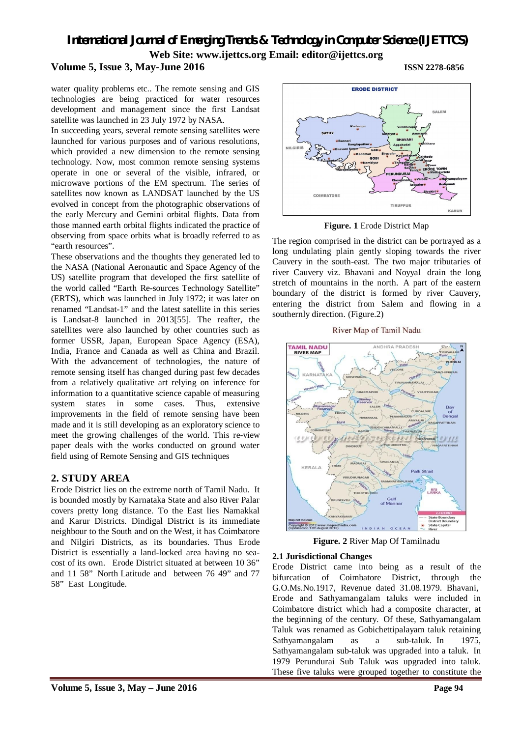water quality problems etc.. The remote sensing and GIS technologies are being practiced for water resources development and management since the first Landsat satellite was launched in 23 July 1972 by NASA.

In succeeding years, several remote sensing satellites were launched for various purposes and of various resolutions, which provided a new dimension to the remote sensing technology. Now, most common remote sensing systems operate in one or several of the visible, infrared, or microwave portions of the EM spectrum. The series of satellites now known as LANDSAT launched by the US evolved in concept from the photographic observations of the early Mercury and Gemini orbital flights. Data from those manned earth orbital flights indicated the practice of observing from space orbits what is broadly referred to as "earth resources".

These observations and the thoughts they generated led to the NASA (National Aeronautic and Space Agency of the US) satellite program that developed the first satellite of the world called "Earth Re-sources Technology Satellite" (ERTS), which was launched in July 1972; it was later on renamed "Landsat-1" and the latest satellite in this series is Landsat-8 launched in 2013[55]. The reafter, the satellites were also launched by other countries such as former USSR, Japan, European Space Agency (ESA), India, France and Canada as well as China and Brazil. With the advancement of technologies, the nature of remote sensing itself has changed during past few decades from a relatively qualitative art relying on inference for information to a quantitative science capable of measuring system states in some cases. Thus, extensive improvements in the field of remote sensing have been made and it is still developing as an exploratory science to meet the growing challenges of the world. This re-view paper deals with the works conducted on ground water field using of Remote Sensing and GIS techniques

## 2. STUDY AREA

Erode District lies on the extreme north of Tamil Nadu. It is bounded mostly by Karnataka State and also River Palar covers pretty long distance. To the East lies Namakkal and Karur Districts. Dindigal District is its immediate neighbour to the South and on the West, it has Coimbatore and Nilgiri Districts, as its boundaries. Thus Erode District is essentially a land-locked area having no sea-cost of its own. Erode District situated at between 10 36" and 11 58" North Latitude and between 76 49" and 77 58" East Longitude.

**Figure. 1** Erode District Map

The region comprised in the district can be portrayed as a long undulating plain gently sloping towards the river Cauvery in the south-east. The two major tributaries of river Cauvery viz. Bhavani and Noyyal drain the long stretch of mountains in the north. A part of the eastern boundary of the district is formed by river Cauvery, entering the district from Salem and flowing in a southernly direction. (Figure.2)

**Figure. 2** River Map Of Tamilnadu

### 2.1 Jurisdictional Changes

Erode District came into being as a result of the bifurcation of Coimbatore District, through the G.O.Ms.No.1917, Revenue dated 31.08.1979. Bhavani, Erode and Sathyamangalam taluks were included in Coimbatore district which had a composite character, at the beginning of the century. Of these, Sathyamangalam Taluk was renamed as Gobichettipalayam taluk retaining Sathyamangalam as a sub-taluk. In 1975, Sathyamangalam sub-taluk was upgraded into a taluk. In 1979 Perundurai Sub Taluk was upgraded into taluk. These five taluks were grouped together to constitute the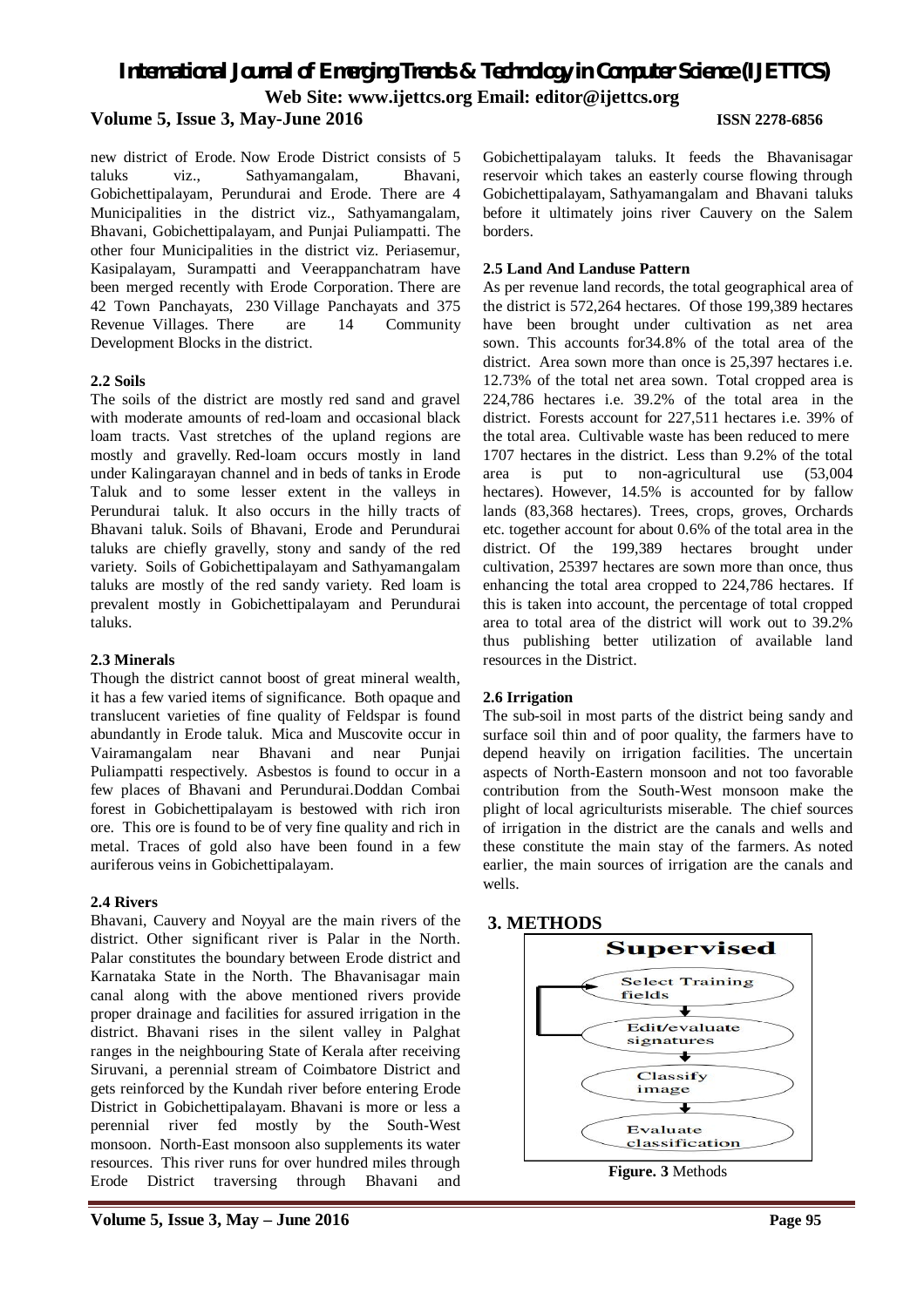new district of Erode. Now Erode District consists of 5 taluks viz., Sathyamangalam, Bhavani, Gobichettipalayam, Perundurai and Erode. There are 4 Municipalities in the district viz. Sathyamangalam, Bhavani, Gobichettipalayam, and Punjai Puliampatti. The other four Municipalities in the district viz. Periasemur, Kasipalayam, Surampatti and Veerappanchatram have been merged recently with Erode Corporation. There are 42 Town Panchayats, 230 Village Panchayats and 375 Revenue Villages. There are 14 Community Development Blocks in the district.

### 2.2 Soils

The soils of the district are mostly red sand and gravel with moderate amounts of red-loam and occasional black loam tracts. Vast stretches of the upland regions are mostly and gravelly. Red-loam occurs mostly in land under Kalingarayan channel and in beds of tanks in Erode Taluk and to some lesser extent in the valleys in Perundurai taluk. It also occurs in the hilly tracts of Bhavani taluk. Soils of Bhavani, Erode and Perundurai taluks are chiefly gravelly, stony and sandy of the red variety. Soils of Gobichettipalayam and Sathyamangalam taluks are mostly of the red sandy variety. Red loam is prevalent mostly in Gobichettipalayam and Perundurai taluks.

### 2.3 Minerals

Though the district cannot boost of great mineral wealth, it has a few varied items of significance. Both opaque and translucent varieties of fine quality of Feldspar is found abundantly in Erode taluk. Mica and Muscovite occur in Vairamangalam near Bhavani and near Punjai Puliampatti respectively. Asbestos is found to occur in a few places of Bhavani and Perundurai.Doddan Combai forest in Gobichettipalayam is bestowed with rich iron ore. This ore is found to be of very fine quality and rich in metal. Traces of gold also have been found in a few auriferous veins in Gobichettipalayam.

### 2.4 Rivers

Bhavani, Cauvery and Noyyal are the main rivers of the district. Other significant river is Palar in the North. Palar constitutes the boundary between Erode district and Karnataka State in the North. The Bhavanisagar main canal along with the above mentioned rivers provide proper drainage and facilities for assured irrigation in the district. Bhavani rises in the silent valley in Palghat ranges in the neighbouring State of Kerala after receiving Siruvani, a perennial stream of Coimbatore District and gets reinforced by the Kundah river before entering Erode District in Gobichettipalayam. Bhavani is more or less a perennial river fed mostly by the South-West monsoon. North-East monsoon also supplements its water resources. This river runs for over hundred miles through Erode District traversing through Bhavani and Gobichettipalayam taluks. It feeds the Bhavanisagar reservoir which takes an easterly course flowing through Gobichettipalayam, Sathyamangalam and Bhavani taluks before it ultimately joins river Cauvery on the Salem borders.

### 2.5 Land And Landuse Pattern

As per revenue land records, the total geographical area of the district is 572,264 hectares. Of those 199,389 hectares have been brought under cultivation as net area sown. This accounts for34.8% of the total area of the district. Area sown more than once is 25,397 hectares i.e. 12.73% of the total net area sown. Total cropped area is 224,786 hectares i.e. 39.2% of the total area in the district. Forests account for 227,511 hectares i.e. 39% of the total area. Cultivable waste has been reduced to mere 1707 hectares in the district. Less than 9.2% of the total area is put to non-agricultural use (53,004 hectares). However, 14.5% is accounted for by fallow lands (83,368 hectares). Trees, crops, groves, Orchards etc. together account for about 0.6% of the total area in the district. Of the 199,389 hectares brought under cultivation, 25397 hectares are sown more than once, thus enhancing the total area cropped to 224,786 hectares. If this is taken into account, the percentage of total cropped area to total area of the district will work out to 39.2% thus publishing better utilization of available land resources in the District.

### 2.6 Irrigation

The sub-soil in most parts of the district being sandy and surface soil thin and of poor quality, the farmers have to depend heavily on irrigation facilities. The uncertain aspects of North-Eastern monsoon and not too favorable contribution from the South-West monsoon make the plight of local agriculturists miserable. The chief sources of irrigation in the district are the canals and wells and these constitute the main stay of the farmers. As noted earlier, the main sources of irrigation are the canals and wells.

## 3. METHODS

Supervised

Select Training fields → Edit/evaluate signatures → Classify image → Evaluate classification

**Figure. 3** Methods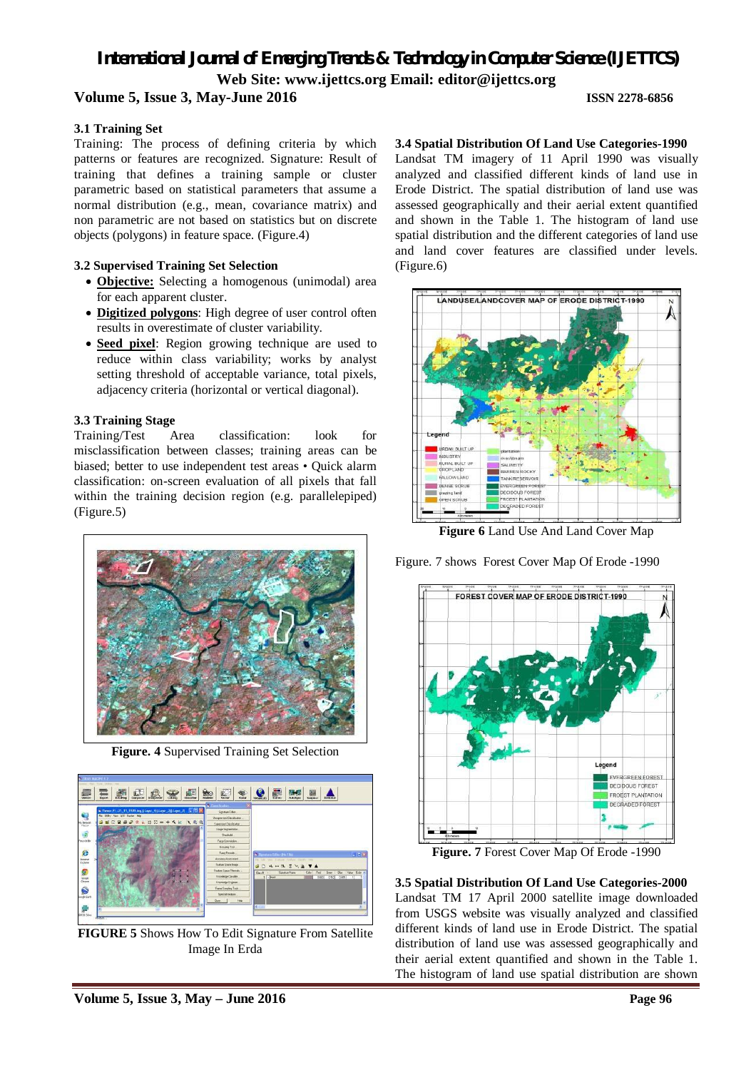### 3.1 Training Set

Training: The process of defining criteria by which patterns or features are recognized. Signature: Result of training that defines a training sample or cluster parametric based on statistical parameters that assume a normal distribution (e.g., mean, covariance matrix) and non parametric are not based on statistics but on discrete objects (polygons) in feature space. (Figure.4)

### 3.2 Supervised Training Set Selection

- **Objective:** Selecting a homogenous (unimodal) area for each apparent cluster.
- **Digitized polygons**: High degree of user control often results in overestimate of cluster variability.
- **Seed pixel**: Region growing technique are used to reduce within class variability; works by analyst setting threshold of acceptable variance, total pixels, adjacency criteria (horizontal or vertical diagonal).

### 3.3 Training Stage

Training/Test Area classification: look for misclassification between classes; training areas can be biased; better to use independent test areas • Quick alarm classification: on-screen evaluation of all pixels that fall within the training decision region (e.g. parallelepiped) (Figure.5)

**Figure. 4** Supervised Training Set Selection

**FIGURE 5** Shows How To Edit Signature From Satellite Image In Erda

### 3.4 Spatial Distribution Of Land Use Categories-1990

Landsat TM imagery of 11 April 1990 was visually analyzed and classified different kinds of land use in Erode District. The spatial distribution of land use was assessed geographically and their aerial extent quantified and shown in the Table 1. The histogram of land use spatial distribution and the different categories of land use and land cover features are classified under levels. (Figure.6)

**Figure 6** Land Use And Land Cover Map

Figure. 7 shows Forest Cover Map Of Erode -1990

**Figure. 7** Forest Cover Map Of Erode -1990

### 3.5 Spatial Distribution Of Land Use Categories-2000

Landsat TM 17 April 2000 satellite image downloaded from USGS website was visually analyzed and classified different kinds of land use in Erode District. The spatial distribution of land use was assessed geographically and their aerial extent quantified and shown in the Table 1. The histogram of land use spatial distribution are shown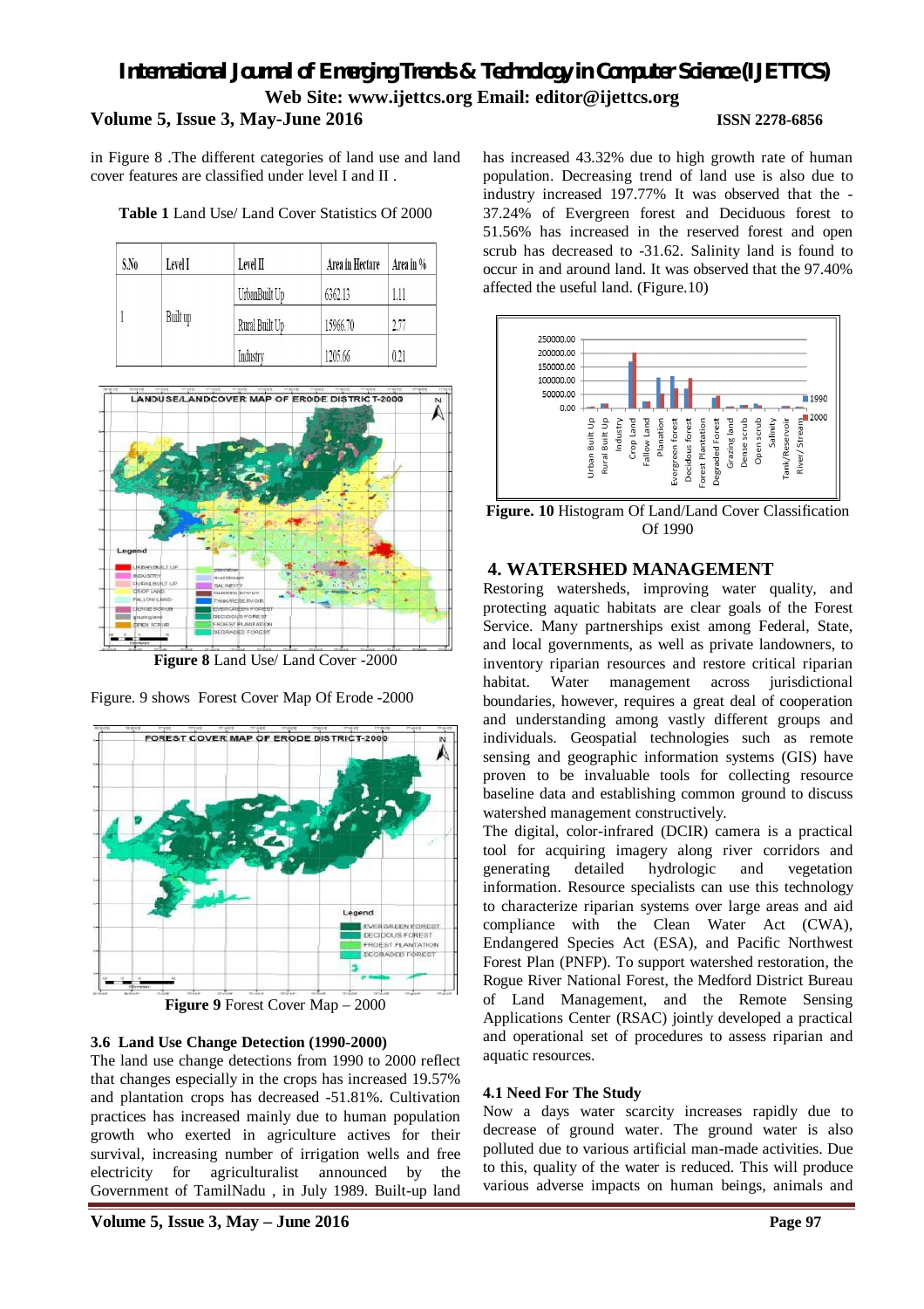in Figure 8 .The different categories of land use and land cover features are classified under level I and II .

**Table 1** Land Use/ Land Cover Statistics Of 2000

| S.No | Level I | Level II | Area in Hectare | Area in % |
|---|---|---|---|---|
| 1 | Built up | UrbanBuilt Up | 6362.13 | 1.11 |
| | | Rural Built Up | 15966.70 | 2.77 |
| | | Industry | 1205.66 | 0.21 |

**Figure 8** Land Use/ Land Cover -2000

Figure. 9 shows Forest Cover Map Of Erode -2000

**Figure 9** Forest Cover Map – 2000

### 3.6 Land Use Change Detection (1990-2000)

The land use change detections from 1990 to 2000 reflect that changes especially in the crops has increased 19.57% and plantation crops has decreased -51.81%. Cultivation practices has increased mainly due to human population growth who exerted in agriculture actives for their survival, increasing number of irrigation wells and free electricity for agriculturalist announced by the Government of TamilNadu , in July 1989. Built-up land has increased 43.32% due to high growth rate of human population. Decreasing trend of land use is also due to industry increased 197.77% It was observed that the -37.24% of Evergreen forest and Deciduous forest to 51.56% has increased in the reserved forest and open scrub has decreased to -31.62. Salinity land is found to occur in and around land. It was observed that the 97.40% affected the useful land. (Figure.10)

**Figure. 10** Histogram Of Land/Land Cover Classification Of 1990

## 4. WATERSHED MANAGEMENT

Restoring watersheds, improving water quality, and protecting aquatic habitats are clear goals of the Forest Service. Many partnerships exist among Federal, State, and local governments, as well as private landowners, to inventory riparian resources and restore critical riparian habitat. Water management across jurisdictional boundaries, however, requires a great deal of cooperation and understanding among vastly different groups and individuals. Geospatial technologies such as remote sensing and geographic information systems (GIS) have proven to be invaluable tools for collecting resource baseline data and establishing common ground to discuss watershed management constructively.

The digital, color-infrared (DCIR) camera is a practical tool for acquiring imagery along river corridors and generating detailed hydrologic and vegetation information. Resource specialists can use this technology to characterize riparian systems over large areas and aid compliance with the Clean Water Act (CWA), Endangered Species Act (ESA), and Pacific Northwest Forest Plan (PNFP). To support watershed restoration, the Rogue River National Forest, the Medford District Bureau of Land Management, and the Remote Sensing Applications Center (RSAC) jointly developed a practical and operational set of procedures to assess riparian and aquatic resources.

### 4.1 Need For The Study

Now a days water scarcity increases rapidly due to decrease of ground water. The ground water is also polluted due to various artificial man-made activities. Due to this, quality of the water is reduced. This will produce various adverse impacts on human beings, animals and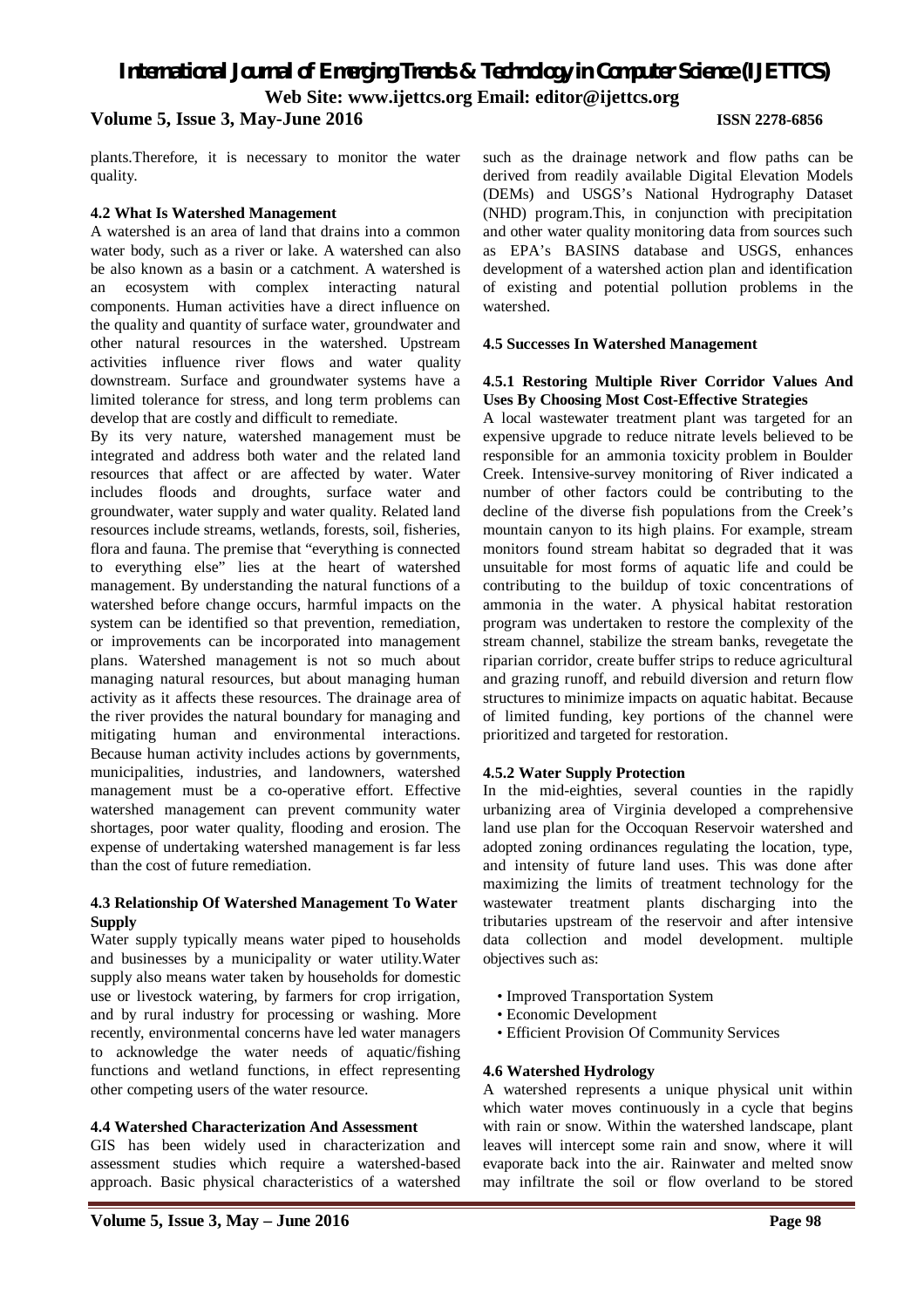plants.Therefore, it is necessary to monitor the water quality.

### 4.2 What Is Watershed Management

A watershed is an area of land that drains into a common water body, such as a river or lake. A watershed can also be also known as a basin or a catchment. A watershed is an ecosystem with complex interacting natural components. Human activities have a direct influence on the quality and quantity of surface water, groundwater and other natural resources in the watershed. Upstream activities influence river flows and water quality downstream. Surface and groundwater systems have a limited tolerance for stress, and long term problems can develop that are costly and difficult to remediate.

By its very nature, watershed management must be integrated and address both water and the related land resources that affect or are affected by water. Water includes floods and droughts, surface water and groundwater, water supply and water quality. Related land resources include streams, wetlands, forests, soil, fisheries, flora and fauna. The premise that "everything is connected to everything else" lies at the heart of watershed management. By understanding the natural functions of a watershed before change occurs, harmful impacts on the system can be identified so that prevention, remediation, or improvements can be incorporated into management plans. Watershed management is not so much about managing natural resources, but about managing human activity as it affects these resources. The drainage area of the river provides the natural boundary for managing and mitigating human and environmental interactions. Because human activity includes actions by governments, municipalities, industries, and landowners, watershed management must be a co-operative effort. Effective watershed management can prevent community water shortages, poor water quality, flooding and erosion. The expense of undertaking watershed management is far less than the cost of future remediation.

### 4.3 Relationship Of Watershed Management To Water Supply

Water supply typically means water piped to households and businesses by a municipality or water utility.Water supply also means water taken by households for domestic use or livestock watering, by farmers for crop irrigation, and by rural industry for processing or washing. More recently, environmental concerns have led water managers to acknowledge the water needs of aquatic/fishing functions and wetland functions, in effect representing other competing users of the water resource.

### 4.4 Watershed Characterization And Assessment

GIS has been widely used in characterization and assessment studies which require a watershed-based approach. Basic physical characteristics of a watershed such as the drainage network and flow paths can be derived from readily available Digital Elevation Models (DEMs) and USGS's National Hydrography Dataset (NHD) program.This, in conjunction with precipitation and other water quality monitoring data from sources such as EPA's BASINS database and USGS, enhances development of a watershed action plan and identification of existing and potential pollution problems in the watershed.

### 4.5 Successes In Watershed Management

#### 4.5.1 Restoring Multiple River Corridor Values And Uses By Choosing Most Cost-Effective Strategies

A local wastewater treatment plant was targeted for an expensive upgrade to reduce nitrate levels believed to be responsible for an ammonia toxicity problem in Boulder Creek. Intensive-survey monitoring of River indicated a number of other factors could be contributing to the decline of the diverse fish populations from the Creek's mountain canyon to its high plains. For example, stream monitors found stream habitat so degraded that it was unsuitable for most forms of aquatic life and could be contributing to the buildup of toxic concentrations of ammonia in the water. A physical habitat restoration program was undertaken to restore the complexity of the stream channel, stabilize the stream banks, revegetate the riparian corridor, create buffer strips to reduce agricultural and grazing runoff, and rebuild diversion and return flow structures to minimize impacts on aquatic habitat. Because of limited funding, key portions of the channel were prioritized and targeted for restoration.

#### 4.5.2 Water Supply Protection

In the mid-eighties, several counties in the rapidly urbanizing area of Virginia developed a comprehensive land use plan for the Occoquan Reservoir watershed and adopted zoning ordinances regulating the location, type, and intensity of future land uses. This was done after maximizing the limits of treatment technology for the wastewater treatment plants discharging into the tributaries upstream of the reservoir and after intensive data collection and model development. multiple objectives such as:

- Improved Transportation System
- Economic Development
- Efficient Provision Of Community Services

### 4.6 Watershed Hydrology

A watershed represents a unique physical unit within which water moves continuously in a cycle that begins with rain or snow. Within the watershed landscape, plant leaves will intercept some rain and snow, where it will evaporate back into the air. Rainwater and melted snow may infiltrate the soil or flow overland to be stored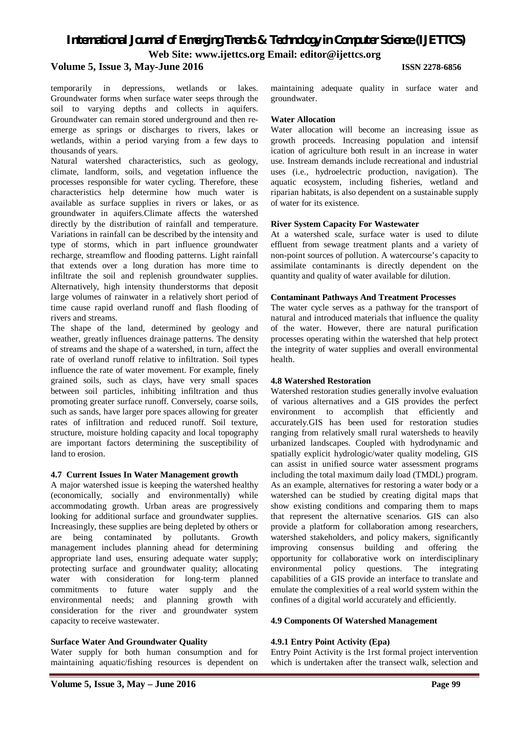temporarily in depressions, wetlands or lakes. Groundwater forms when surface water seeps through the soil to varying depths and collects in aquifers. Groundwater can remain stored underground and then re-emerge as springs or discharges to rivers, lakes or wetlands, within a period varying from a few days to thousands of years.

Natural watershed characteristics, such as geology, climate, landform, soils, and vegetation influence the processes responsible for water cycling. Therefore, these characteristics help determine how much water is available as surface supplies in rivers or lakes, or as groundwater in aquifers.Climate affects the watershed directly by the distribution of rainfall and temperature. Variations in rainfall can be described by the intensity and type of storms, which in part influence groundwater recharge, streamflow and flooding patterns. Light rainfall that extends over a long duration has more time to infiltrate the soil and replenish groundwater supplies. Alternatively, high intensity thunderstorms that deposit large volumes of rainwater in a relatively short period of time cause rapid overland runoff and flash flooding of rivers and streams.

The shape of the land, determined by geology and weather, greatly influences drainage patterns. The density of streams and the shape of a watershed, in turn, affect the rate of overland runoff relative to infiltration. Soil types influence the rate of water movement. For example, finely grained soils, such as clays, have very small spaces between soil particles, inhibiting infiltration and thus promoting greater surface runoff. Conversely, coarse soils, such as sands, have larger pore spaces allowing for greater rates of infiltration and reduced runoff. Soil texture, structure, moisture holding capacity and local topography are important factors determining the susceptibility of land to erosion.

### 4.7 Current Issues In Water Management growth

A major watershed issue is keeping the watershed healthy (economically, socially and environmentally) while accommodating growth. Urban areas are progressively looking for additional surface and groundwater supplies. Increasingly, these supplies are being depleted by others or are being contaminated by pollutants. Growth management includes planning ahead for determining appropriate land uses, ensuring adequate water supply; protecting surface and groundwater quality; allocating water with consideration for long-term planned commitments to future water supply and the environmental needs; and planning growth with consideration for the river and groundwater system capacity to receive wastewater.

**Surface Water And Groundwater Quality**

Water supply for both human consumption and for maintaining aquatic/fishing resources is dependent on maintaining adequate quality in surface water and groundwater.

**Water Allocation**

Water allocation will become an increasing issue as growth proceeds. Increasing population and intensif ication of agriculture both result in an increase in water use. Instream demands include recreational and industrial uses (i.e., hydroelectric production, navigation). The aquatic ecosystem, including fisheries, wetland and riparian habitats, is also dependent on a sustainable supply of water for its existence.

**River System Capacity For Wastewater**

At a watershed scale, surface water is used to dilute effluent from sewage treatment plants and a variety of non-point sources of pollution. A watercourse's capacity to assimilate contaminants is directly dependent on the quantity and quality of water available for dilution.

**Contaminant Pathways And Treatment Processes**

The water cycle serves as a pathway for the transport of natural and introduced materials that influence the quality of the water. However, there are natural purification processes operating within the watershed that help protect the integrity of water supplies and overall environmental health.

### 4.8 Watershed Restoration

Watershed restoration studies generally involve evaluation of various alternatives and a GIS provides the perfect environment to accomplish that efficiently and accurately.GIS has been used for restoration studies ranging from relatively small rural watersheds to heavily urbanized landscapes. Coupled with hydrodynamic and spatially explicit hydrologic/water quality modeling, GIS can assist in unified source water assessment programs including the total maximum daily load (TMDL) program. As an example, alternatives for restoring a water body or a watershed can be studied by creating digital maps that show existing conditions and comparing them to maps that represent the alternative scenarios. GIS can also provide a platform for collaboration among researchers, watershed stakeholders, and policy makers, significantly improving consensus building and offering the opportunity for collaborative work on interdisciplinary environmental policy questions. The integrating capabilities of a GIS provide an interface to translate and emulate the complexities of a real world system within the confines of a digital world accurately and efficiently.

### 4.9 Components Of Watershed Management

#### 4.9.1 Entry Point Activity (Epa)

Entry Point Activity is the 1rst formal project intervention which is undertaken after the transect walk, selection and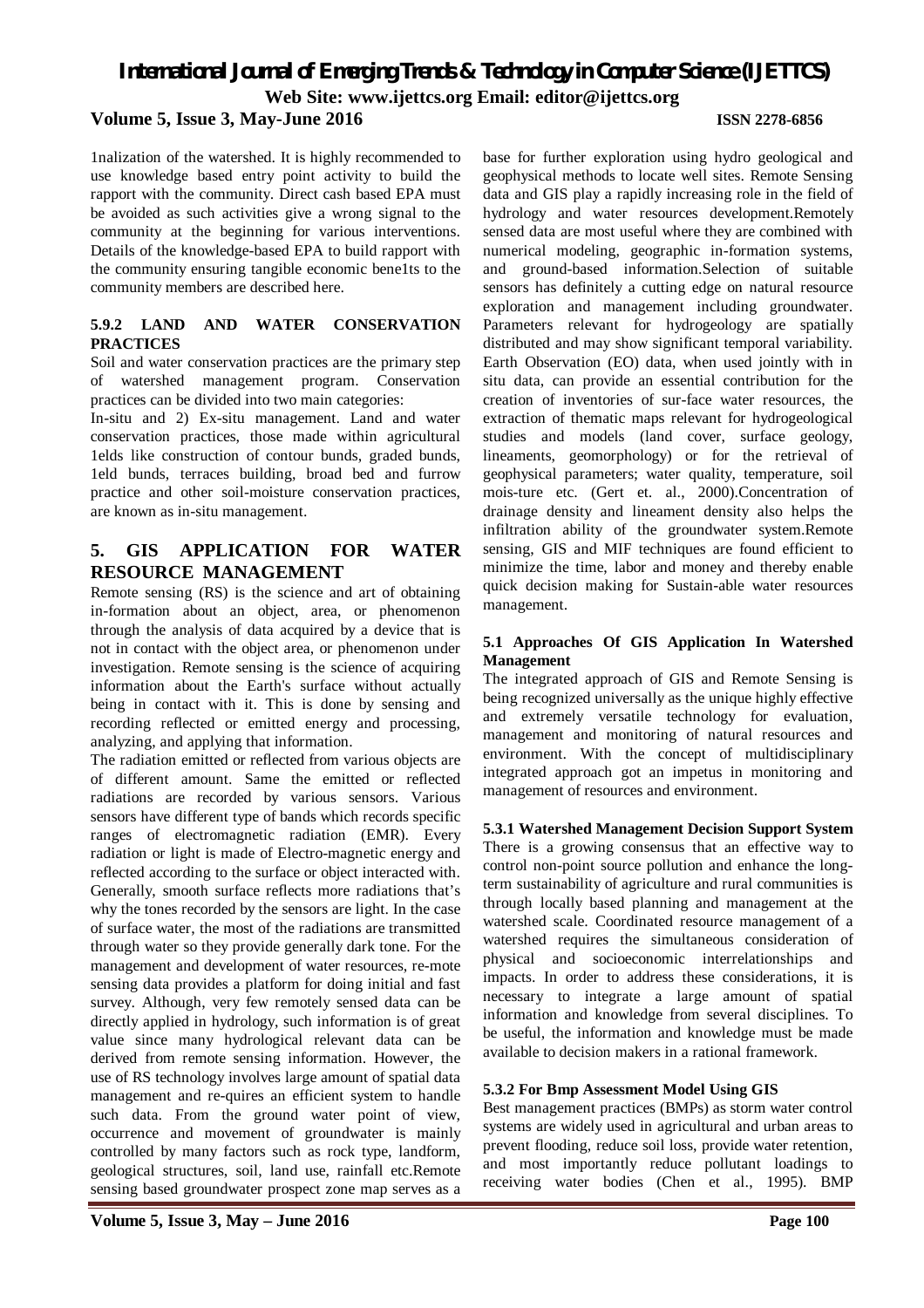1nalization of the watershed. It is highly recommended to use knowledge based entry point activity to build the rapport with the community. Direct cash based EPA must be avoided as such activities give a wrong signal to the community at the beginning for various interventions. Details of the knowledge-based EPA to build rapport with the community ensuring tangible economic bene1ts to the community members are described here.

#### 5.9.2 LAND AND WATER CONSERVATION PRACTICES

Soil and water conservation practices are the primary step of watershed management program. Conservation practices can be divided into two main categories:

In-situ and 2) Ex-situ management. Land and water conservation practices, those made within agricultural 1elds like construction of contour bunds, graded bunds, 1eld bunds, terraces building, broad bed and furrow practice and other soil-moisture conservation practices, are known as in-situ management.

## 5. GIS APPLICATION FOR WATER RESOURCE MANAGEMENT

Remote sensing (RS) is the science and art of obtaining in-formation about an object, area, or phenomenon through the analysis of data acquired by a device that is not in contact with the object area, or phenomenon under investigation. Remote sensing is the science of acquiring information about the Earth's surface without actually being in contact with it. This is done by sensing and recording reflected or emitted energy and processing, analyzing, and applying that information.

The radiation emitted or reflected from various objects are of different amount. Same the emitted or reflected radiations are recorded by various sensors. Various sensors have different type of bands which records specific ranges of electromagnetic radiation (EMR). Every radiation or light is made of Electro-magnetic energy and reflected according to the surface or object interacted with. Generally, smooth surface reflects more radiations that's why the tones recorded by the sensors are light. In the case of surface water, the most of the radiations are transmitted through water so they provide generally dark tone. For the management and development of water resources, re-mote sensing data provides a platform for doing initial and fast survey. Although, very few remotely sensed data can be directly applied in hydrology, such information is of great value since many hydrological relevant data can be derived from remote sensing information. However, the use of RS technology involves large amount of spatial data management and re-quires an efficient system to handle such data. From the ground water point of view, occurrence and movement of groundwater is mainly controlled by many factors such as rock type, landform, geological structures, soil, land use, rainfall etc.Remote sensing based groundwater prospect zone map serves as a base for further exploration using hydro geological and geophysical methods to locate well sites. Remote Sensing data and GIS play a rapidly increasing role in the field of hydrology and water resources development.Remotely sensed data are most useful where they are combined with numerical modeling, geographic in-formation systems, and ground-based information.Selection of suitable sensors has definitely a cutting edge on natural resource exploration and management including groundwater. Parameters relevant for hydrogeology are spatially distributed and may show significant temporal variability. Earth Observation (EO) data, when used jointly with in situ data, can provide an essential contribution for the creation of inventories of sur-face water resources, the extraction of thematic maps relevant for hydrogeological studies and models (land cover, surface geology, lineaments, geomorphology) or for the retrieval of geophysical parameters; water quality, temperature, soil mois-ture etc. (Gert et. al., 2000).Concentration of drainage density and lineament density also helps the infiltration ability of the groundwater system.Remote sensing, GIS and MIF techniques are found efficient to minimize the time, labor and money and thereby enable quick decision making for Sustain-able water resources management.

### 5.1 Approaches Of GIS Application In Watershed Management

The integrated approach of GIS and Remote Sensing is being recognized universally as the unique highly effective and extremely versatile technology for evaluation, management and monitoring of natural resources and environment. With the concept of multidisciplinary integrated approach got an impetus in monitoring and management of resources and environment.

#### 5.3.1 Watershed Management Decision Support System

There is a growing consensus that an effective way to control non-point source pollution and enhance the long-term sustainability of agriculture and rural communities is through locally based planning and management at the watershed scale. Coordinated resource management of a watershed requires the simultaneous consideration of physical and socioeconomic interrelationships and impacts. In order to address these considerations, it is necessary to integrate a large amount of spatial information and knowledge from several disciplines. To be useful, the information and knowledge must be made available to decision makers in a rational framework.

#### 5.3.2 For Bmp Assessment Model Using GIS

Best management practices (BMPs) as storm water control systems are widely used in agricultural and urban areas to prevent flooding, reduce soil loss, provide water retention, and most importantly reduce pollutant loadings to receiving water bodies (Chen et al., 1995). BMP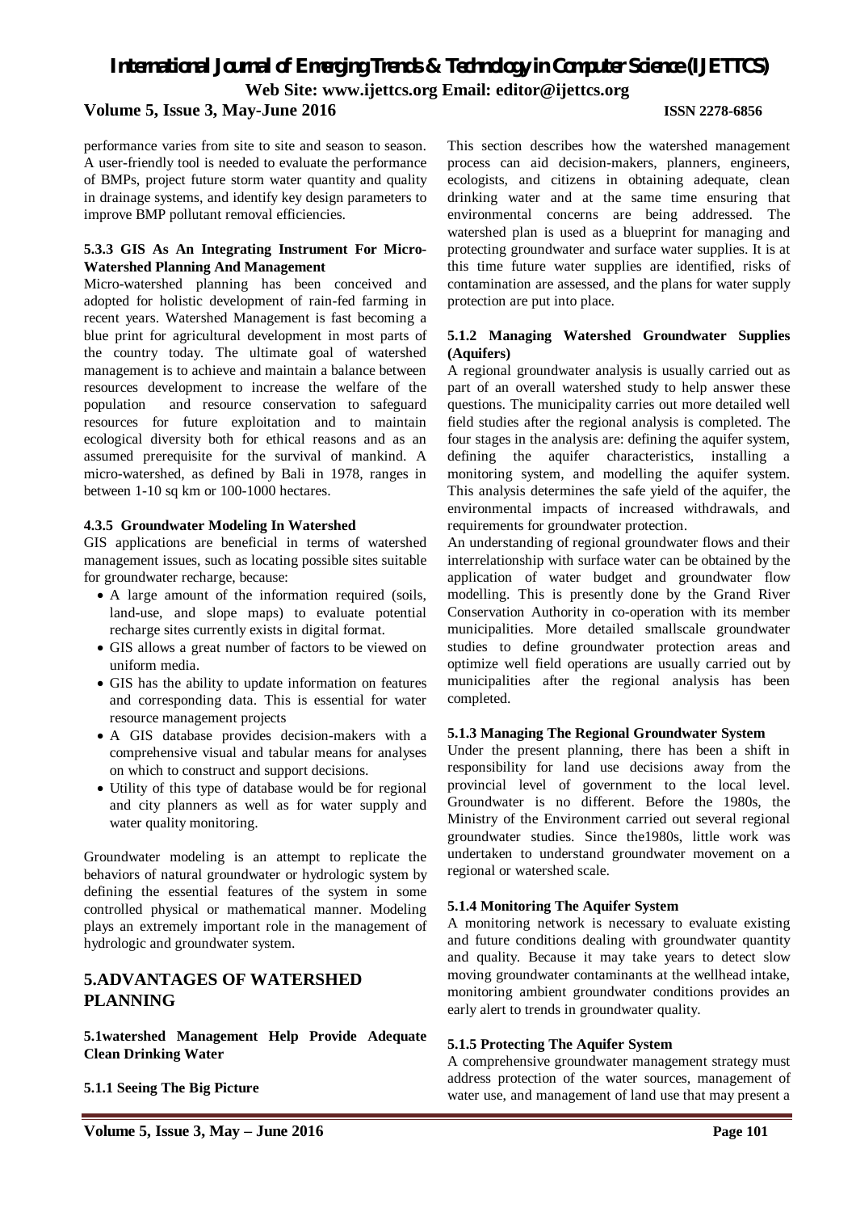performance varies from site to site and season to season. A user-friendly tool is needed to evaluate the performance of BMPs, project future storm water quantity and quality in drainage systems, and identify key design parameters to improve BMP pollutant removal efficiencies.

#### 5.3.3 GIS As An Integrating Instrument For Micro-Watershed Planning And Management

Micro-watershed planning has been conceived and adopted for holistic development of rain-fed farming in recent years. Watershed Management is fast becoming a blue print for agricultural development in most parts of the country today. The ultimate goal of watershed management is to achieve and maintain a balance between resources development to increase the welfare of the population and resource conservation to safeguard resources for future exploitation and to maintain ecological diversity both for ethical reasons and as an assumed prerequisite for the survival of mankind. A micro-watershed, as defined by Bali in 1978, ranges in between 1-10 sq km or 100-1000 hectares.

#### 4.3.5 Groundwater Modeling In Watershed

GIS applications are beneficial in terms of watershed management issues, such as locating possible sites suitable for groundwater recharge, because:

- A large amount of the information required (soils, land-use, and slope maps) to evaluate potential recharge sites currently exists in digital format.
- GIS allows a great number of factors to be viewed on uniform media.
- GIS has the ability to update information on features and corresponding data. This is essential for water resource management projects
- A GIS database provides decision-makers with a comprehensive visual and tabular means for analyses on which to construct and support decisions.
- Utility of this type of database would be for regional and city planners as well as for water supply and water quality monitoring.

Groundwater modeling is an attempt to replicate the behaviors of natural groundwater or hydrologic system by defining the essential features of the system in some controlled physical or mathematical manner. Modeling plays an extremely important role in the management of hydrologic and groundwater system.

## 5.ADVANTAGES OF WATERSHED PLANNING

### 5.1watershed Management Help Provide Adequate Clean Drinking Water

#### 5.1.1 Seeing The Big Picture

This section describes how the watershed management process can aid decision-makers, planners, engineers, ecologists, and citizens in obtaining adequate, clean drinking water and at the same time ensuring that environmental concerns are being addressed. The watershed plan is used as a blueprint for managing and protecting groundwater and surface water supplies. It is at this time future water supplies are identified, risks of contamination are assessed, and the plans for water supply protection are put into place.

#### 5.1.2 Managing Watershed Groundwater Supplies (Aquifers)

A regional groundwater analysis is usually carried out as part of an overall watershed study to help answer these questions. The municipality carries out more detailed well field studies after the regional analysis is completed. The four stages in the analysis are: defining the aquifer system, defining the aquifer characteristics, installing a monitoring system, and modelling the aquifer system. This analysis determines the safe yield of the aquifer, the environmental impacts of increased withdrawals, and requirements for groundwater protection.

An understanding of regional groundwater flows and their interrelationship with surface water can be obtained by the application of water budget and groundwater flow modelling. This is presently done by the Grand River Conservation Authority in co-operation with its member municipalities. More detailed smallscale groundwater studies to define groundwater protection areas and optimize well field operations are usually carried out by municipalities after the regional analysis has been completed.

#### 5.1.3 Managing The Regional Groundwater System

Under the present planning, there has been a shift in responsibility for land use decisions away from the provincial level of government to the local level. Groundwater is no different. Before the 1980s, the Ministry of the Environment carried out several regional groundwater studies. Since the1980s, little work was undertaken to understand groundwater movement on a regional or watershed scale.

#### 5.1.4 Monitoring The Aquifer System

A monitoring network is necessary to evaluate existing and future conditions dealing with groundwater quantity and quality. Because it may take years to detect slow moving groundwater contaminants at the wellhead intake, monitoring ambient groundwater conditions provides an early alert to trends in groundwater quality.

#### 5.1.5 Protecting The Aquifer System

A comprehensive groundwater management strategy must address protection of the water sources, management of water use, and management of land use that may present a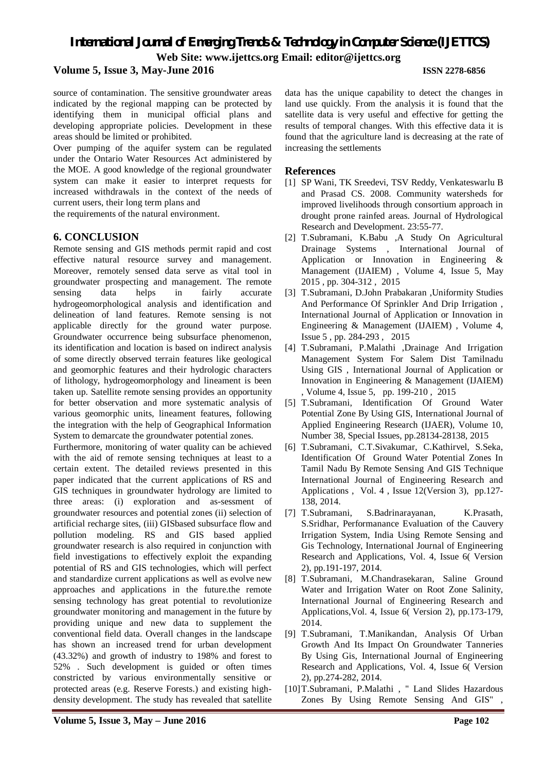source of contamination. The sensitive groundwater areas indicated by the regional mapping can be protected by identifying them in municipal official plans and developing appropriate policies. Development in these areas should be limited or prohibited.

Over pumping of the aquifer system can be regulated under the Ontario Water Resources Act administered by the MOE. A good knowledge of the regional groundwater system can make it easier to interpret requests for increased withdrawals in the context of the needs of current users, their long term plans and

the requirements of the natural environment.

## 6. CONCLUSION

Remote sensing and GIS methods permit rapid and cost effective natural resource survey and management. Moreover, remotely sensed data serve as vital tool in groundwater prospecting and management. The remote sensing data helps in fairly accurate hydrogeomorphological analysis and identification and delineation of land features. Remote sensing is not applicable directly for the ground water purpose. Groundwater occurrence being subsurface phenomenon, its identification and location is based on indirect analysis of some directly observed terrain features like geological and geomorphic features and their hydrologic characters of lithology, hydrogeomorphology and lineament is been taken up. Satellite remote sensing provides an opportunity for better observation and more systematic analysis of various geomorphic units, lineament features, following the integration with the help of Geographical Information System to demarcate the groundwater potential zones.

Furthermore, monitoring of water quality can be achieved with the aid of remote sensing techniques at least to a certain extent. The detailed reviews presented in this paper indicated that the current applications of RS and GIS techniques in groundwater hydrology are limited to three areas: (i) exploration and as-sessment of groundwater resources and potential zones (ii) selection of artificial recharge sites, (iii) GISbased subsurface flow and pollution modeling. RS and GIS based applied groundwater research is also required in conjunction with field investigations to effectively exploit the expanding potential of RS and GIS technologies, which will perfect and standardize current applications as well as evolve new approaches and applications in the future.the remote sensing technology has great potential to revolutionize groundwater monitoring and management in the future by providing unique and new data to supplement the conventional field data. Overall changes in the landscape has shown an increased trend for urban development (43.32%) and growth of industry to 198% and forest to 52% . Such development is guided or often times constricted by various environmentally sensitive or protected areas (e.g. Reserve Forests.) and existing high-density development. The study has revealed that satellite data has the unique capability to detect the changes in land use quickly. From the analysis it is found that the satellite data is very useful and effective for getting the results of temporal changes. With this effective data it is found that the agriculture land is decreasing at the rate of increasing the settlements

## References

[1] SP Wani, TK Sreedevi, TSV Reddy, Venkateswarlu B and Prasad CS. 2008. Community watersheds for improved livelihoods through consortium approach in drought prone rainfed areas. Journal of Hydrological Research and Development. 23:55-77.

[2] T.Subramani, K.Babu ,A Study On Agricultural Drainage Systems , International Journal of Application or Innovation in Engineering & Management (IJAIEM) , Volume 4, Issue 5, May 2015 , pp. 304-312 , 2015

[3] T.Subramani, D.John Prabakaran ,Uniformity Studies And Performance Of Sprinkler And Drip Irrigation , International Journal of Application or Innovation in Engineering & Management (IJAIEM) , Volume 4, Issue 5 , pp. 284-293 , 2015

[4] T.Subramani, P.Malathi ,Drainage And Irrigation Management System For Salem Dist Tamilnadu Using GIS , International Journal of Application or Innovation in Engineering & Management (IJAIEM) , Volume 4, Issue 5, pp. 199-210 , 2015

[5] T.Subramani, Identification Of Ground Water Potential Zone By Using GIS, International Journal of Applied Engineering Research (IJAER), Volume 10, Number 38, Special Issues, pp.28134-28138, 2015

[6] T.Subramani, C.T.Sivakumar, C.Kathirvel, S.Seka, Identification Of Ground Water Potential Zones In Tamil Nadu By Remote Sensing And GIS Technique International Journal of Engineering Research and Applications , Vol. 4 , Issue 12(Version 3), pp.127-138, 2014.

[7] T.Subramani, S.Badrinarayanan, K.Prasath, S.Sridhar, Performanance Evaluation of the Cauvery Irrigation System, India Using Remote Sensing and Gis Technology, International Journal of Engineering Research and Applications, Vol. 4, Issue 6( Version 2), pp.191-197, 2014.

[8] T.Subramani, M.Chandrasekaran, Saline Ground Water and Irrigation Water on Root Zone Salinity, International Journal of Engineering Research and Applications,Vol. 4, Issue 6( Version 2), pp.173-179, 2014.

[9] T.Subramani, T.Manikandan, Analysis Of Urban Growth And Its Impact On Groundwater Tanneries By Using Gis, International Journal of Engineering Research and Applications, Vol. 4, Issue 6( Version 2), pp.274-282, 2014.

[10] T.Subramani, P.Malathi , " Land Slides Hazardous Zones By Using Remote Sensing And GIS" ,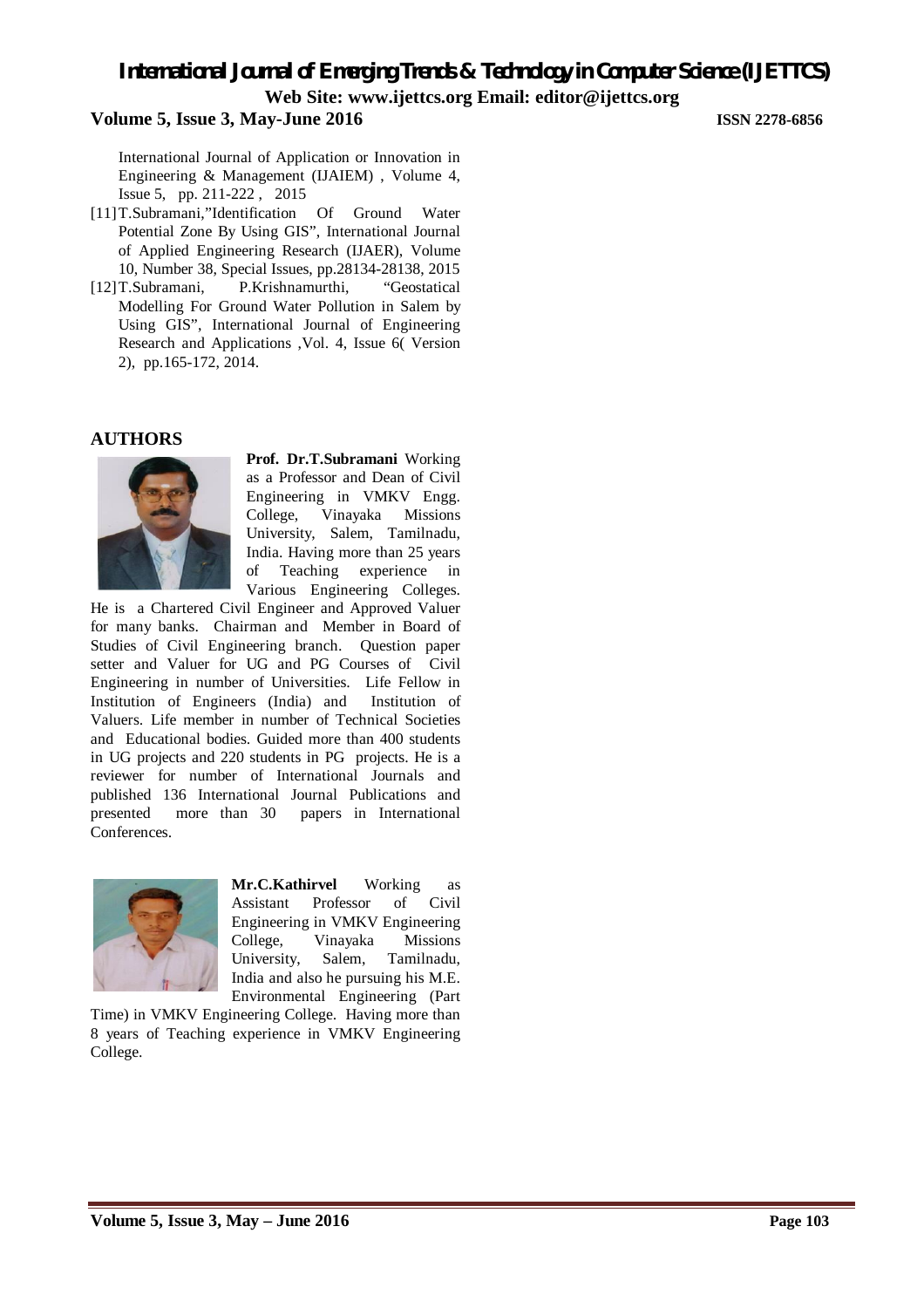International Journal of Application or Innovation in Engineering & Management (IJAIEM) , Volume 4, Issue 5, pp. 211-222 , 2015

[11] T.Subramani,"Identification Of Ground Water Potential Zone By Using GIS", International Journal of Applied Engineering Research (IJAER), Volume 10, Number 38, Special Issues, pp.28134-28138, 2015

[12] T.Subramani, P.Krishnamurthi, "Geostatical Modelling For Ground Water Pollution in Salem by Using GIS", International Journal of Engineering Research and Applications ,Vol. 4, Issue 6( Version 2), pp.165-172, 2014.

## AUTHORS

**Prof. Dr.T.Subramani** Working as a Professor and Dean of Civil Engineering in VMKV Engg. College, Vinayaka Missions University, Salem, Tamilnadu, India. Having more than 25 years of Teaching experience in Various Engineering Colleges. He is a Chartered Civil Engineer and Approved Valuer for many banks. Chairman and Member in Board of Studies of Civil Engineering branch. Question paper setter and Valuer for UG and PG Courses of Civil Engineering in number of Universities. Life Fellow in Institution of Engineers (India) and Institution of Valuers. Life member in number of Technical Societies and Educational bodies. Guided more than 400 students in UG projects and 220 students in PG projects. He is a reviewer for number of International Journals and published 136 International Journal Publications and presented more than 30 papers in International Conferences.

**Mr.C.Kathirvel** Working as Assistant Professor of Civil Engineering in VMKV Engineering College, Vinayaka Missions University, Salem, Tamilnadu, India and also he pursuing his M.E. Environmental Engineering (Part Time) in VMKV Engineering College. Having more than 8 years of Teaching experience in VMKV Engineering College.